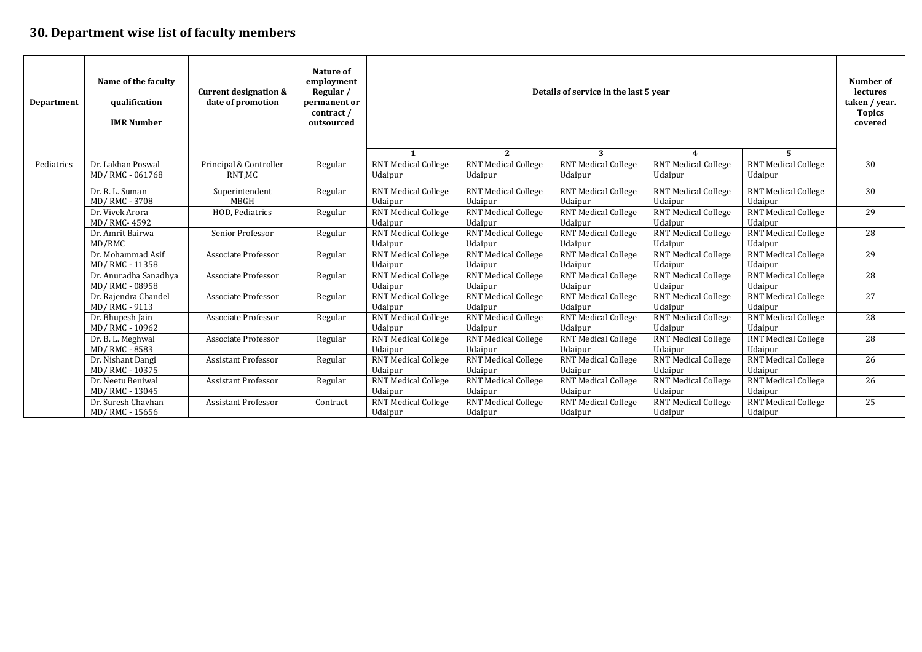## 30. Department wise list of faculty members

| Department | Name of the faculty qualification IMR Number | Current designation & date of promotion | Nature of employment Regular / permanent or contract / outsourced | Details of service in the last 5 year | | | | | Number of lectures taken / year. Topics covered |
|---|---|---|---|---|---|---|---|---|---|
| | | | | 1 | 2 | 3 | 4 | 5 | |
| Pediatrics | Dr. Lakhan Poswal MD/ RMC - 061768 | Principal & Controller RNT,MC | Regular | RNT Medical College Udaipur | RNT Medical College Udaipur | RNT Medical College Udaipur | RNT Medical College Udaipur | RNT Medical College Udaipur | 30 |
| | Dr. R. L. Suman MD/ RMC - 3708 | Superintendent MBGH | Regular | RNT Medical College Udaipur | RNT Medical College Udaipur | RNT Medical College Udaipur | RNT Medical College Udaipur | RNT Medical College Udaipur | 30 |
| | Dr. Vivek Arora MD/ RMC- 4592 | HOD, Pediatrics | Regular | RNT Medical College Udaipur | RNT Medical College Udaipur | RNT Medical College Udaipur | RNT Medical College Udaipur | RNT Medical College Udaipur | 29 |
| | Dr. Amrit Bairwa MD/RMC | Senior Professor | Regular | RNT Medical College Udaipur | RNT Medical College Udaipur | RNT Medical College Udaipur | RNT Medical College Udaipur | RNT Medical College Udaipur | 28 |
| | Dr. Mohammad Asif MD/ RMC - 11358 | Associate Professor | Regular | RNT Medical College Udaipur | RNT Medical College Udaipur | RNT Medical College Udaipur | RNT Medical College Udaipur | RNT Medical College Udaipur | 29 |
| | Dr. Anuradha Sanadhya MD/ RMC - 08958 | Associate Professor | Regular | RNT Medical College Udaipur | RNT Medical College Udaipur | RNT Medical College Udaipur | RNT Medical College Udaipur | RNT Medical College Udaipur | 28 |
| | Dr. Rajendra Chandel MD/ RMC - 9113 | Associate Professor | Regular | RNT Medical College Udaipur | RNT Medical College Udaipur | RNT Medical College Udaipur | RNT Medical College Udaipur | RNT Medical College Udaipur | 27 |
| | Dr. Bhupesh Jain MD/ RMC - 10962 | Associate Professor | Regular | RNT Medical College Udaipur | RNT Medical College Udaipur | RNT Medical College Udaipur | RNT Medical College Udaipur | RNT Medical College Udaipur | 28 |
| | Dr. B. L. Meghwal MD/ RMC - 8583 | Associate Professor | Regular | RNT Medical College Udaipur | RNT Medical College Udaipur | RNT Medical College Udaipur | RNT Medical College Udaipur | RNT Medical College Udaipur | 28 |
| | Dr. Nishant Dangi MD/ RMC - 10375 | Assistant Professor | Regular | RNT Medical College Udaipur | RNT Medical College Udaipur | RNT Medical College Udaipur | RNT Medical College Udaipur | RNT Medical College Udaipur | 26 |
| | Dr. Neetu Beniwal MD/ RMC - 13045 | Assistant Professor | Regular | RNT Medical College Udaipur | RNT Medical College Udaipur | RNT Medical College Udaipur | RNT Medical College Udaipur | RNT Medical College Udaipur | 26 |
| | Dr. Suresh Chavhan MD/ RMC - 15656 | Assistant Professor | Contract | RNT Medical College Udaipur | RNT Medical College Udaipur | RNT Medical College Udaipur | RNT Medical College Udaipur | RNT Medical College Udaipur | 25 |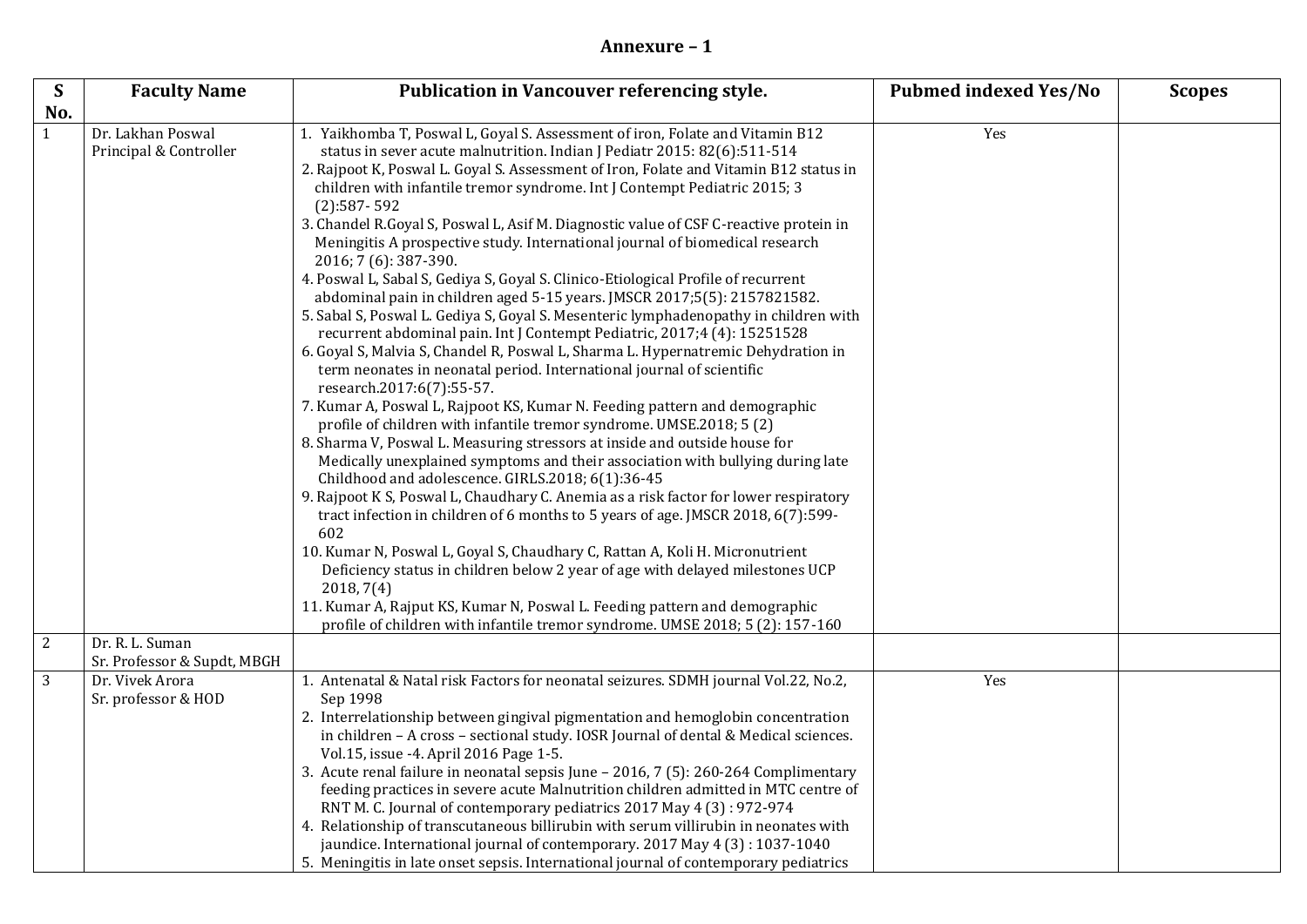**Annexure – 1**

| S No. | Faculty Name | Publication in Vancouver referencing style. | Pubmed indexed Yes/No | Scopes |
|---|---|---|---|---|
| 1 | Dr. Lakhan Poswal<br>Principal & Controller | 1. Yaikhomba T, Poswal L, Goyal S. Assessment of iron, Folate and Vitamin B12 status in sever acute malnutrition. Indian J Pediatr 2015: 82(6):511-514<br>2. Rajpoot K, Poswal L. Goyal S. Assessment of Iron, Folate and Vitamin B12 status in children with infantile tremor syndrome. Int J Contempt Pediatric 2015; 3 (2):587- 592<br>3. Chandel R.Goyal S, Poswal L, Asif M. Diagnostic value of CSF C-reactive protein in Meningitis A prospective study. International journal of biomedical research 2016; 7 (6): 387-390.<br>4. Poswal L, Sabal S, Gediya S, Goyal S. Clinico-Etiological Profile of recurrent abdominal pain in children aged 5-15 years. JMSCR 2017;5(5): 2157821582.<br>5. Sabal S, Poswal L. Gediya S, Goyal S. Mesenteric lymphadenopathy in children with recurrent abdominal pain. Int J Contempt Pediatric, 2017;4 (4): 15251528<br>6. Goyal S, Malvia S, Chandel R, Poswal L, Sharma L. Hypernatremic Dehydration in term neonates in neonatal period. International journal of scientific research.2017:6(7):55-57.<br>7. Kumar A, Poswal L, Rajpoot KS, Kumar N. Feeding pattern and demographic profile of children with infantile tremor syndrome. UMSE.2018; 5 (2)<br>8. Sharma V, Poswal L. Measuring stressors at inside and outside house for Medically unexplained symptoms and their association with bullying during late Childhood and adolescence. GIRLS.2018; 6(1):36-45<br>9. Rajpoot K S, Poswal L, Chaudhary C. Anemia as a risk factor for lower respiratory tract infection in children of 6 months to 5 years of age. JMSCR 2018, 6(7):599-602<br>10. Kumar N, Poswal L, Goyal S, Chaudhary C, Rattan A, Koli H. Micronutrient Deficiency status in children below 2 year of age with delayed milestones UCP 2018, 7(4)<br>11. Kumar A, Rajput KS, Kumar N, Poswal L. Feeding pattern and demographic profile of children with infantile tremor syndrome. UMSE 2018; 5 (2): 157-160 | Yes | |
| 2 | Dr. R. L. Suman<br>Sr. Professor & Supdt, MBGH | | | |
| 3 | Dr. Vivek Arora<br>Sr. professor & HOD | 1. Antenatal & Natal risk Factors for neonatal seizures. SDMH journal Vol.22, No.2, Sep 1998<br>2. Interrelationship between gingival pigmentation and hemoglobin concentration in children – A cross – sectional study. IOSR Journal of dental & Medical sciences. Vol.15, issue -4. April 2016 Page 1-5.<br>3. Acute renal failure in neonatal sepsis June – 2016, 7 (5): 260-264 Complimentary feeding practices in severe acute Malnutrition children admitted in MTC centre of RNT M. C. Journal of contemporary pediatrics 2017 May 4 (3) : 972-974<br>4. Relationship of transcutaneous billirubin with serum villirubin in neonates with jaundice. International journal of contemporary. 2017 May 4 (3) : 1037-1040<br>5. Meningitis in late onset sepsis. International journal of contemporary pediatrics | Yes | |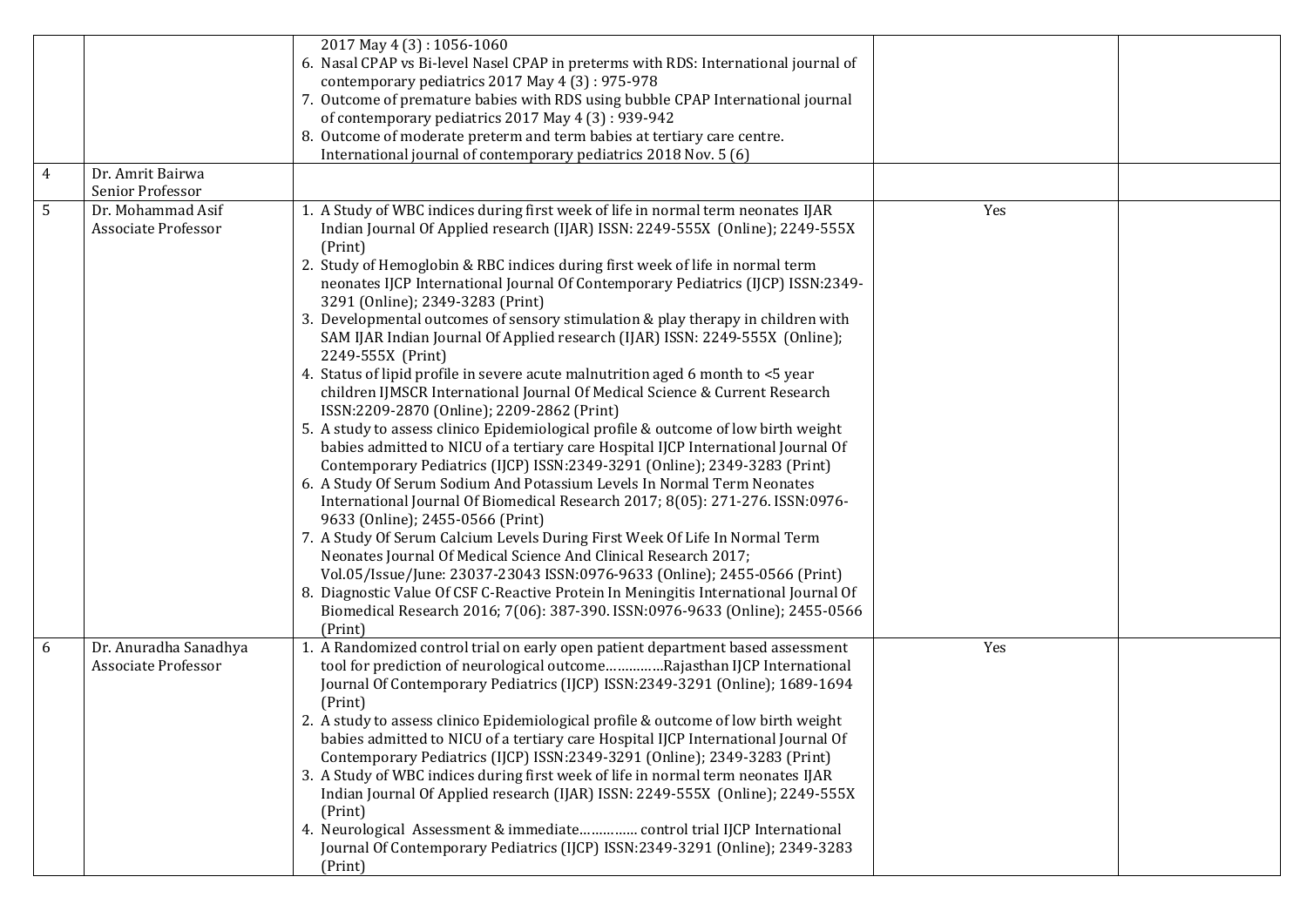| | | | | |
|---|---|---|---|---|
| | | 2017 May 4 (3) : 1056-1060<br>6. Nasal CPAP vs Bi-level Nasel CPAP in preterms with RDS: International journal of contemporary pediatrics 2017 May 4 (3) : 975-978<br>7. Outcome of premature babies with RDS using bubble CPAP International journal of contemporary pediatrics 2017 May 4 (3) : 939-942<br>8. Outcome of moderate preterm and term babies at tertiary care centre. International journal of contemporary pediatrics 2018 Nov. 5 (6) | | |
| 4 | Dr. Amrit Bairwa<br>Senior Professor | | | |
| 5 | Dr. Mohammad Asif<br>Associate Professor | 1. A Study of WBC indices during first week of life in normal term neonates IJAR Indian Journal Of Applied research (IJAR) ISSN: 2249-555X (Online); 2249-555X (Print)<br>2. Study of Hemoglobin & RBC indices during first week of life in normal term neonates IJCP International Journal Of Contemporary Pediatrics (IJCP) ISSN:2349-3291 (Online); 2349-3283 (Print)<br>3. Developmental outcomes of sensory stimulation & play therapy in children with SAM IJAR Indian Journal Of Applied research (IJAR) ISSN: 2249-555X (Online); 2249-555X (Print)<br>4. Status of lipid profile in severe acute malnutrition aged 6 month to <5 year children IJMSCR International Journal Of Medical Science & Current Research ISSN:2209-2870 (Online); 2209-2862 (Print)<br>5. A study to assess clinico Epidemiological profile & outcome of low birth weight babies admitted to NICU of a tertiary care Hospital IJCP International Journal Of Contemporary Pediatrics (IJCP) ISSN:2349-3291 (Online); 2349-3283 (Print)<br>6. A Study Of Serum Sodium And Potassium Levels In Normal Term Neonates International Journal Of Biomedical Research 2017; 8(05): 271-276. ISSN:0976-9633 (Online); 2455-0566 (Print)<br>7. A Study Of Serum Calcium Levels During First Week Of Life In Normal Term Neonates Journal Of Medical Science And Clinical Research 2017; Vol.05/Issue/June: 23037-23043 ISSN:0976-9633 (Online); 2455-0566 (Print)<br>8. Diagnostic Value Of CSF C-Reactive Protein In Meningitis International Journal Of Biomedical Research 2016; 7(06): 387-390. ISSN:0976-9633 (Online); 2455-0566 (Print) | Yes | |
| 6 | Dr. Anuradha Sanadhya<br>Associate Professor | 1. A Randomized control trial on early open patient department based assessment tool for prediction of neurological outcome……………Rajasthan IJCP International Journal Of Contemporary Pediatrics (IJCP) ISSN:2349-3291 (Online); 1689-1694 (Print)<br>2. A study to assess clinico Epidemiological profile & outcome of low birth weight babies admitted to NICU of a tertiary care Hospital IJCP International Journal Of Contemporary Pediatrics (IJCP) ISSN:2349-3291 (Online); 2349-3283 (Print)<br>3. A Study of WBC indices during first week of life in normal term neonates IJAR Indian Journal Of Applied research (IJAR) ISSN: 2249-555X (Online); 2249-555X (Print)<br>4. Neurological Assessment & immediate………….. control trial IJCP International Journal Of Contemporary Pediatrics (IJCP) ISSN:2349-3291 (Online); 2349-3283 (Print) | Yes | |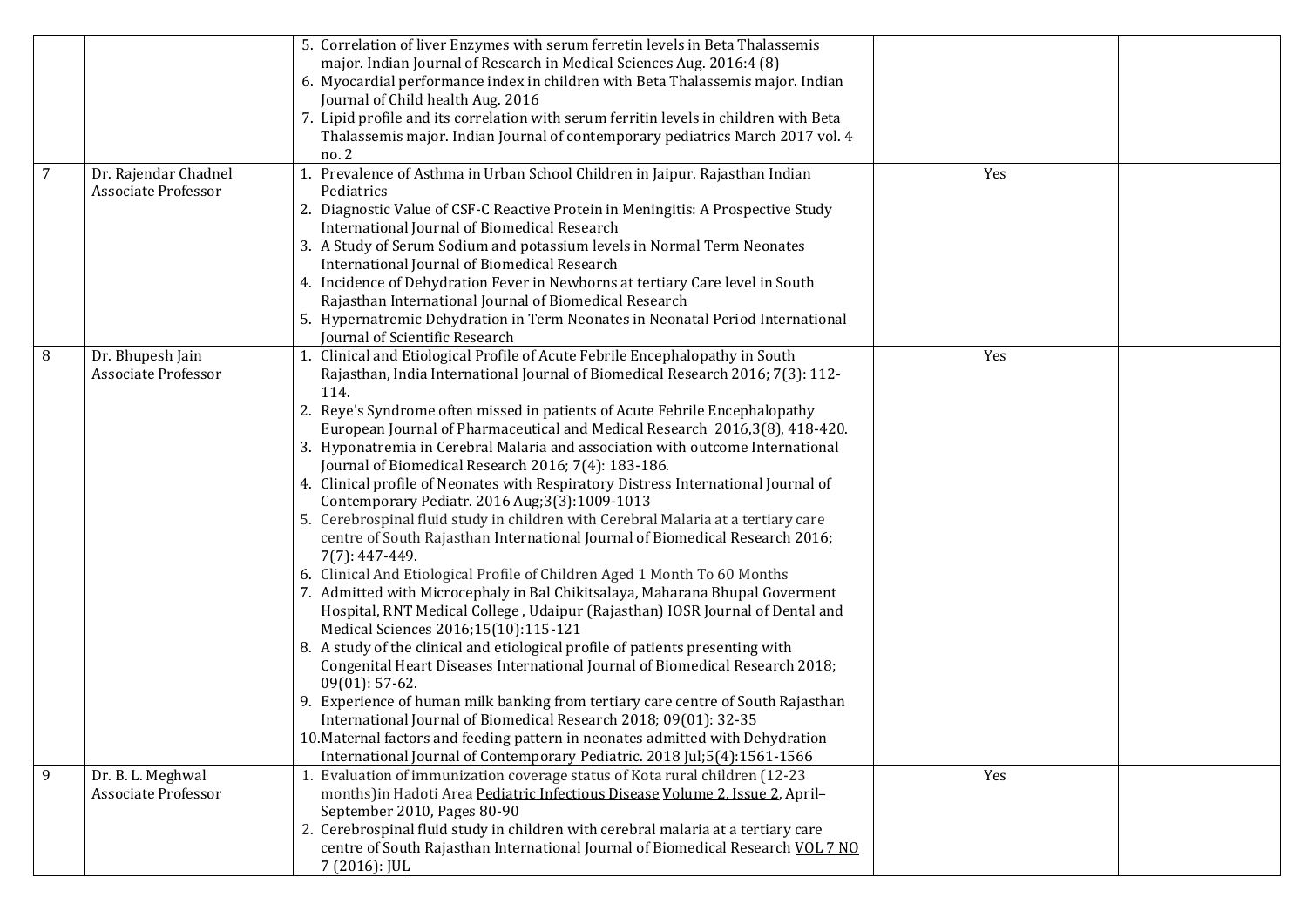| | | | | |
|---|---|---|---|---|
| | | 5. Correlation of liver Enzymes with serum ferretin levels in Beta Thalassemis major. Indian Journal of Research in Medical Sciences Aug. 2016:4 (8)<br>6. Myocardial performance index in children with Beta Thalassemis major. Indian Journal of Child health Aug. 2016<br>7. Lipid profile and its correlation with serum ferritin levels in children with Beta Thalassemis major. Indian Journal of contemporary pediatrics March 2017 vol. 4 no. 2 | | |
| 7 | Dr. Rajendar Chadnel<br>Associate Professor | 1. Prevalence of Asthma in Urban School Children in Jaipur. Rajasthan Indian Pediatrics<br>2. Diagnostic Value of CSF-C Reactive Protein in Meningitis: A Prospective Study International Journal of Biomedical Research<br>3. A Study of Serum Sodium and potassium levels in Normal Term Neonates International Journal of Biomedical Research<br>4. Incidence of Dehydration Fever in Newborns at tertiary Care level in South Rajasthan International Journal of Biomedical Research<br>5. Hypernatremic Dehydration in Term Neonates in Neonatal Period International Journal of Scientific Research | Yes | |
| 8 | Dr. Bhupesh Jain<br>Associate Professor | 1. Clinical and Etiological Profile of Acute Febrile Encephalopathy in South Rajasthan, India International Journal of Biomedical Research 2016; 7(3): 112-114.<br>2. Reye's Syndrome often missed in patients of Acute Febrile Encephalopathy European Journal of Pharmaceutical and Medical Research 2016,3(8), 418-420.<br>3. Hyponatremia in Cerebral Malaria and association with outcome International Journal of Biomedical Research 2016; 7(4): 183-186.<br>4. Clinical profile of Neonates with Respiratory Distress International Journal of Contemporary Pediatr. 2016 Aug;3(3):1009-1013<br>5. Cerebrospinal fluid study in children with Cerebral Malaria at a tertiary care centre of South Rajasthan International Journal of Biomedical Research 2016; 7(7): 447-449.<br>6. Clinical And Etiological Profile of Children Aged 1 Month To 60 Months<br>7. Admitted with Microcephaly in Bal Chikitsalaya, Maharana Bhupal Goverment Hospital, RNT Medical College , Udaipur (Rajasthan) IOSR Journal of Dental and Medical Sciences 2016;15(10):115-121<br>8. A study of the clinical and etiological profile of patients presenting with Congenital Heart Diseases International Journal of Biomedical Research 2018; 09(01): 57-62.<br>9. Experience of human milk banking from tertiary care centre of South Rajasthan International Journal of Biomedical Research 2018; 09(01): 32-35<br>10. Maternal factors and feeding pattern in neonates admitted with Dehydration International Journal of Contemporary Pediatric. 2018 Jul;5(4):1561-1566 | Yes | |
| 9 | Dr. B. L. Meghwal<br>Associate Professor | 1. Evaluation of immunization coverage status of Kota rural children (12-23 months)in Hadoti Area Pediatric Infectious Disease Volume 2, Issue 2, April–September 2010, Pages 80-90<br>2. Cerebrospinal fluid study in children with cerebral malaria at a tertiary care centre of South Rajasthan International Journal of Biomedical Research VOL 7 NO 7 (2016): JUL | Yes | |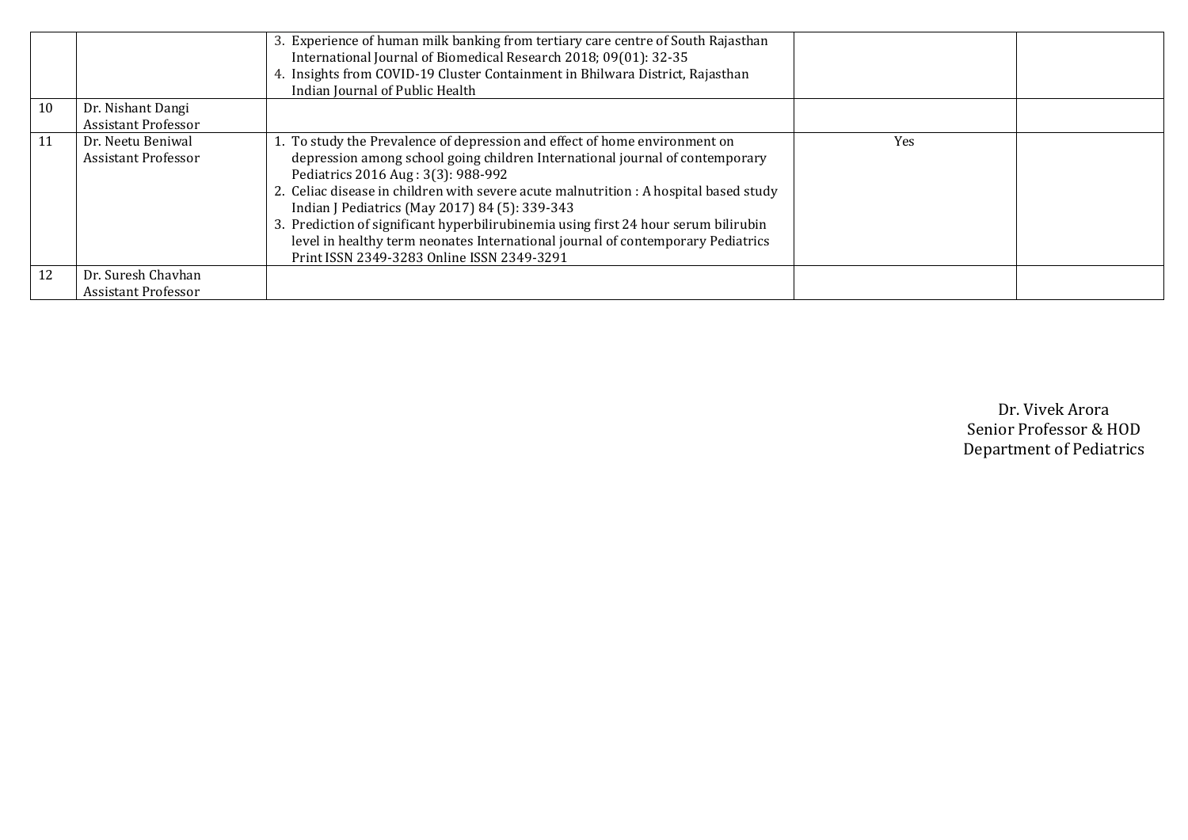| | | | | |
|---|---|---|---|---|
| | | 3. Experience of human milk banking from tertiary care centre of South Rajasthan International Journal of Biomedical Research 2018; 09(01): 32-35<br>4. Insights from COVID-19 Cluster Containment in Bhilwara District, Rajasthan Indian Journal of Public Health | | |
| 10 | Dr. Nishant Dangi<br>Assistant Professor | | | |
| 11 | Dr. Neetu Beniwal<br>Assistant Professor | 1. To study the Prevalence of depression and effect of home environment on depression among school going children International journal of contemporary Pediatrics 2016 Aug : 3(3): 988-992<br>2. Celiac disease in children with severe acute malnutrition : A hospital based study Indian J Pediatrics (May 2017) 84 (5): 339-343<br>3. Prediction of significant hyperbilirubinemia using first 24 hour serum bilirubin level in healthy term neonates International journal of contemporary Pediatrics Print ISSN 2349-3283 Online ISSN 2349-3291 | Yes | |
| 12 | Dr. Suresh Chavhan<br>Assistant Professor | | | |

Dr. Vivek Arora
Senior Professor & HOD
Department of Pediatrics